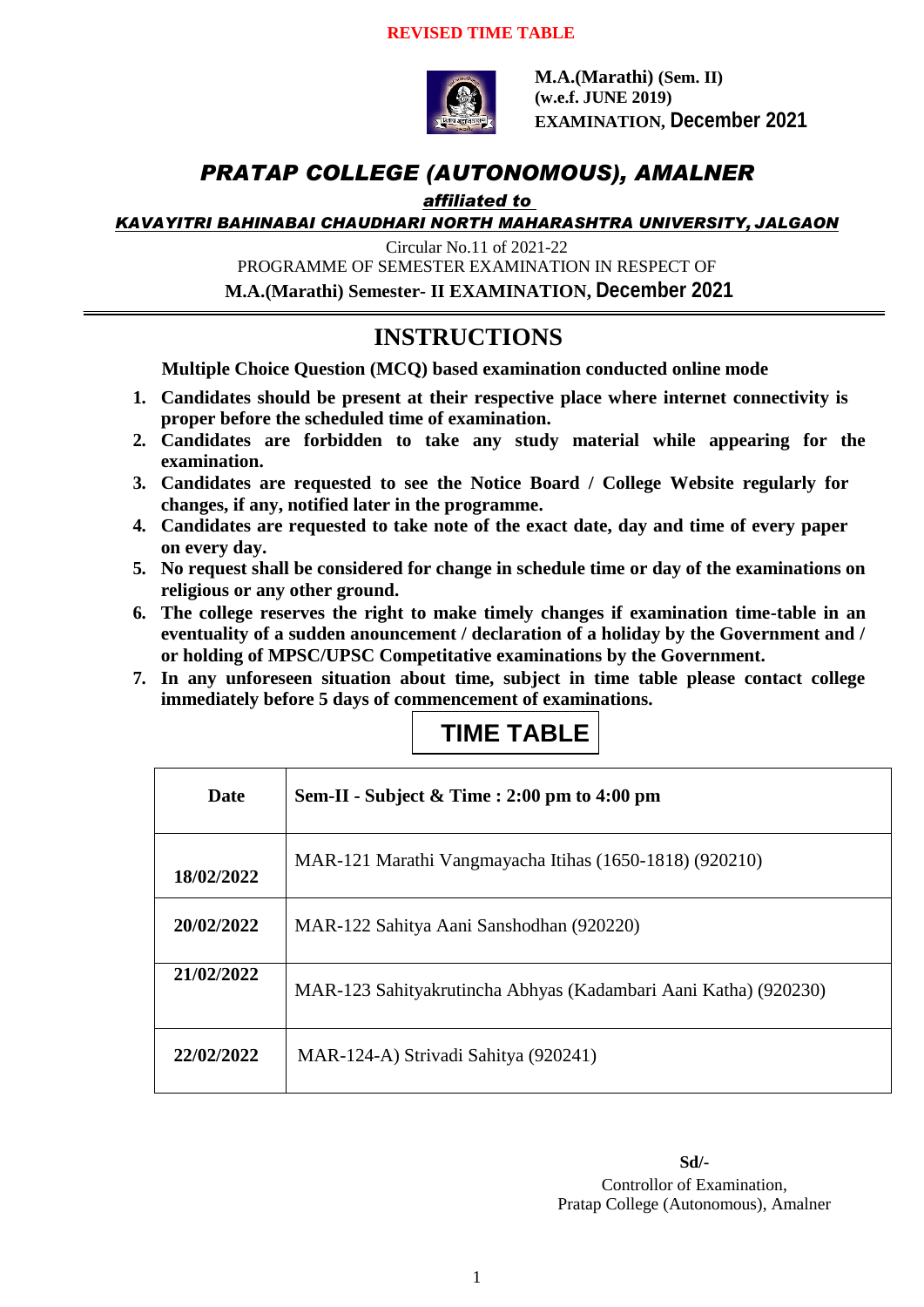**REVISED TIME TABLE**

**M.A.(Marathi) (Sem. II)**
**(w.e.f. JUNE 2019)**
**EXAMINATION, December 2021**

# *PRATAP COLLEGE (AUTONOMOUS), AMALNER*

***affiliated to***

***KAVAYITRI BAHINABAI CHAUDHARI NORTH MAHARASHTRA UNIVERSITY, JALGAON***

Circular No.11 of 2021-22

PROGRAMME OF SEMESTER EXAMINATION IN RESPECT OF

**M.A.(Marathi) Semester- II EXAMINATION, December 2021**

## INSTRUCTIONS

**Multiple Choice Question (MCQ) based examination conducted online mode**

1. **Candidates should be present at their respective place where internet connectivity is proper before the scheduled time of examination.**
2. **Candidates are forbidden to take any study material while appearing for the examination.**
3. **Candidates are requested to see the Notice Board / College Website regularly for changes, if any, notified later in the programme.**
4. **Candidates are requested to take note of the exact date, day and time of every paper on every day.**
5. **No request shall be considered for change in schedule time or day of the examinations on religious or any other ground.**
6. **The college reserves the right to make timely changes if examination time-table in an eventuality of a sudden anouncement / declaration of a holiday by the Government and / or holding of MPSC/UPSC Competitative examinations by the Government.**
7. **In any unforeseen situation about time, subject in time table please contact college immediately before 5 days of commencement of examinations.**

## TIME TABLE

| Date | Sem-II - Subject & Time : 2:00 pm to 4:00 pm |
|---|---|
| 18/02/2022 | MAR-121 Marathi Vangmayacha Itihas (1650-1818) (920210) |
| 20/02/2022 | MAR-122 Sahitya Aani Sanshodhan (920220) |
| 21/02/2022 | MAR-123 Sahityakrutincha Abhyas (Kadambari Aani Katha) (920230) |
| 22/02/2022 | MAR-124-A) Strivadi Sahitya (920241) |

**Sd/-**

Controllor of Examination,
Pratap College (Autonomous), Amalner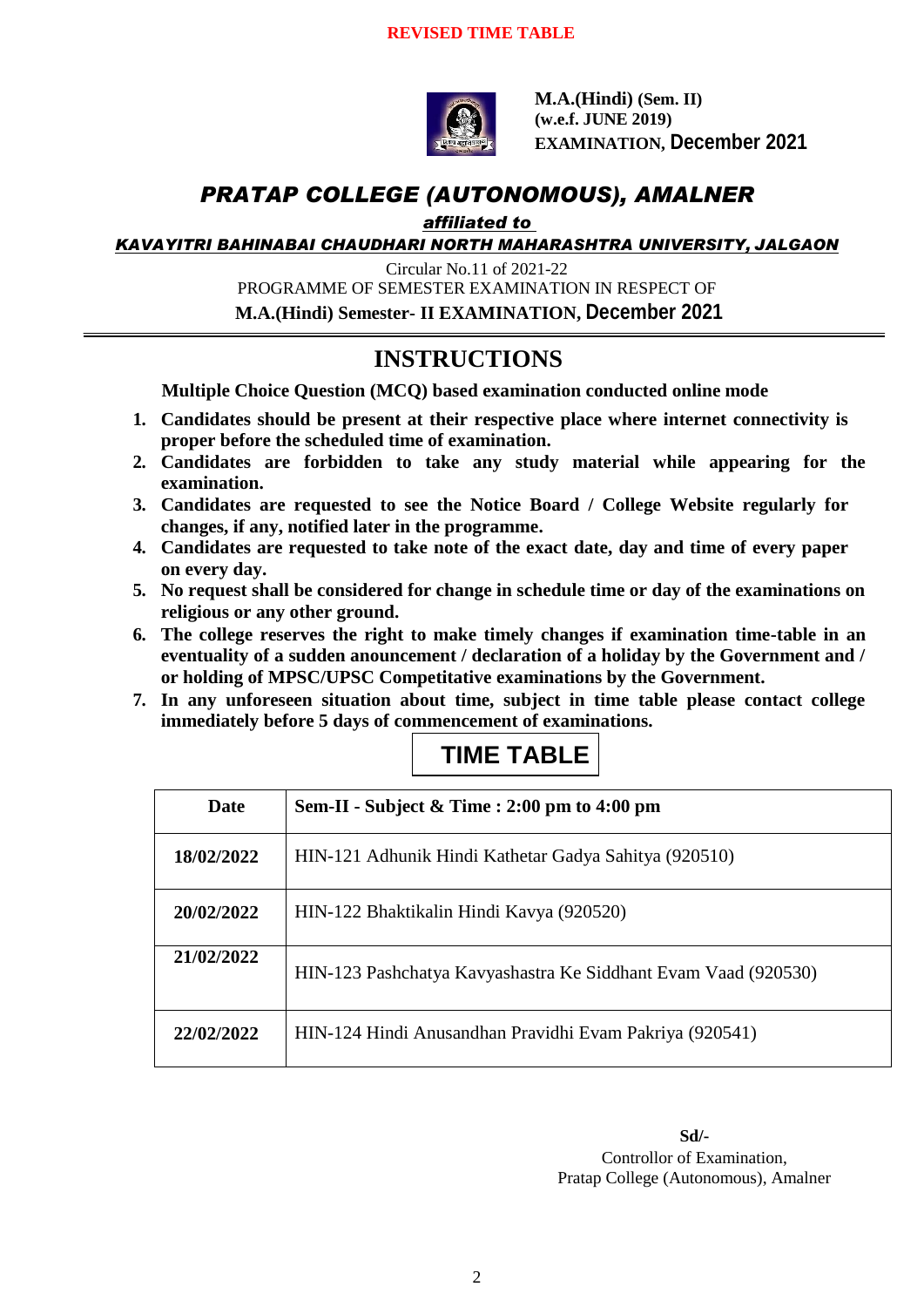**REVISED TIME TABLE**

**M.A.(Hindi) (Sem. II)**
**(w.e.f. JUNE 2019)**
**EXAMINATION, December 2021**

# *PRATAP COLLEGE (AUTONOMOUS), AMALNER*

***affiliated to***

***KAVAYITRI BAHINABAI CHAUDHARI NORTH MAHARASHTRA UNIVERSITY, JALGAON***

Circular No.11 of 2021-22

PROGRAMME OF SEMESTER EXAMINATION IN RESPECT OF

**M.A.(Hindi) Semester- II EXAMINATION, December 2021**

## INSTRUCTIONS

**Multiple Choice Question (MCQ) based examination conducted online mode**

1. **Candidates should be present at their respective place where internet connectivity is proper before the scheduled time of examination.**
2. **Candidates are forbidden to take any study material while appearing for the examination.**
3. **Candidates are requested to see the Notice Board / College Website regularly for changes, if any, notified later in the programme.**
4. **Candidates are requested to take note of the exact date, day and time of every paper on every day.**
5. **No request shall be considered for change in schedule time or day of the examinations on religious or any other ground.**
6. **The college reserves the right to make timely changes if examination time-table in an eventuality of a sudden anouncement / declaration of a holiday by the Government and / or holding of MPSC/UPSC Competitative examinations by the Government.**
7. **In any unforeseen situation about time, subject in time table please contact college immediately before 5 days of commencement of examinations.**

## TIME TABLE

| Date | Sem-II - Subject & Time : 2:00 pm to 4:00 pm |
|---|---|
| **18/02/2022** | HIN-121 Adhunik Hindi Kathetar Gadya Sahitya (920510) |
| **20/02/2022** | HIN-122 Bhaktikalin Hindi Kavya (920520) |
| **21/02/2022** | HIN-123 Pashchatya Kavyashastra Ke Siddhant Evam Vaad (920530) |
| **22/02/2022** | HIN-124 Hindi Anusandhan Pravidhi Evam Pakriya (920541) |

**Sd/-**
Controllor of Examination,
Pratap College (Autonomous), Amalner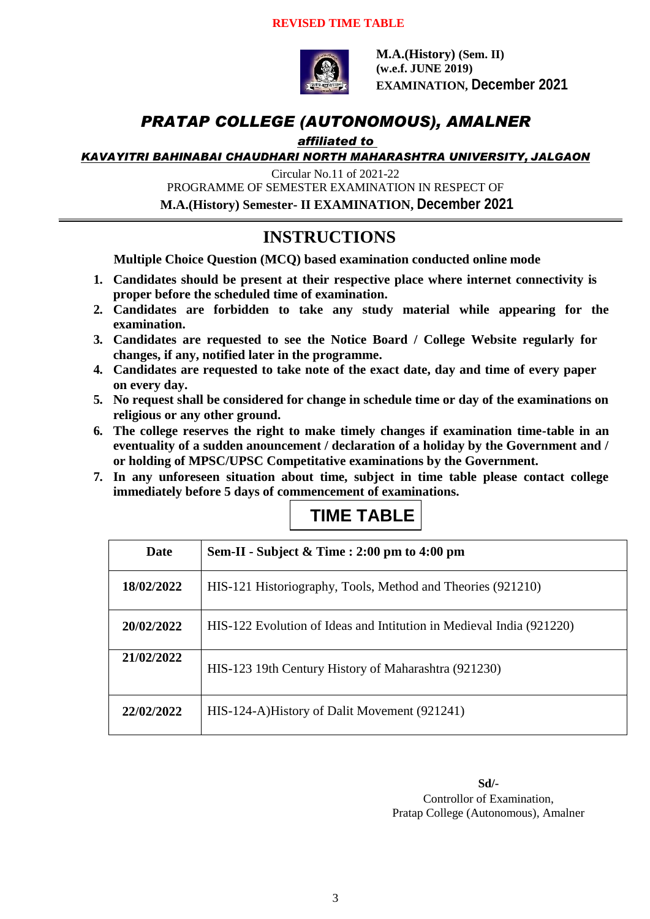**REVISED TIME TABLE**

**M.A.(History) (Sem. II)**
**(w.e.f. JUNE 2019)**
**EXAMINATION, December 2021**

# *PRATAP COLLEGE (AUTONOMOUS), AMALNER*

***affiliated to***

***KAVAYITRI BAHINABAI CHAUDHARI NORTH MAHARASHTRA UNIVERSITY, JALGAON***

Circular No.11 of 2021-22

PROGRAMME OF SEMESTER EXAMINATION IN RESPECT OF

**M.A.(History) Semester- II EXAMINATION, December 2021**

## INSTRUCTIONS

**Multiple Choice Question (MCQ) based examination conducted online mode**

1. **Candidates should be present at their respective place where internet connectivity is proper before the scheduled time of examination.**
2. **Candidates are forbidden to take any study material while appearing for the examination.**
3. **Candidates are requested to see the Notice Board / College Website regularly for changes, if any, notified later in the programme.**
4. **Candidates are requested to take note of the exact date, day and time of every paper on every day.**
5. **No request shall be considered for change in schedule time or day of the examinations on religious or any other ground.**
6. **The college reserves the right to make timely changes if examination time-table in an eventuality of a sudden anouncement / declaration of a holiday by the Government and / or holding of MPSC/UPSC Competitative examinations by the Government.**
7. **In any unforeseen situation about time, subject in time table please contact college immediately before 5 days of commencement of examinations.**

## TIME TABLE

| Date | Sem-II - Subject & Time : 2:00 pm to 4:00 pm |
|---|---|
| **18/02/2022** | HIS-121 Historiography, Tools, Method and Theories (921210) |
| **20/02/2022** | HIS-122 Evolution of Ideas and Intitution in Medieval India (921220) |
| **21/02/2022** | HIS-123 19th Century History of Maharashtra (921230) |
| **22/02/2022** | HIS-124-A)History of Dalit Movement (921241) |

**Sd/-**
Controllor of Examination,
Pratap College (Autonomous), Amalner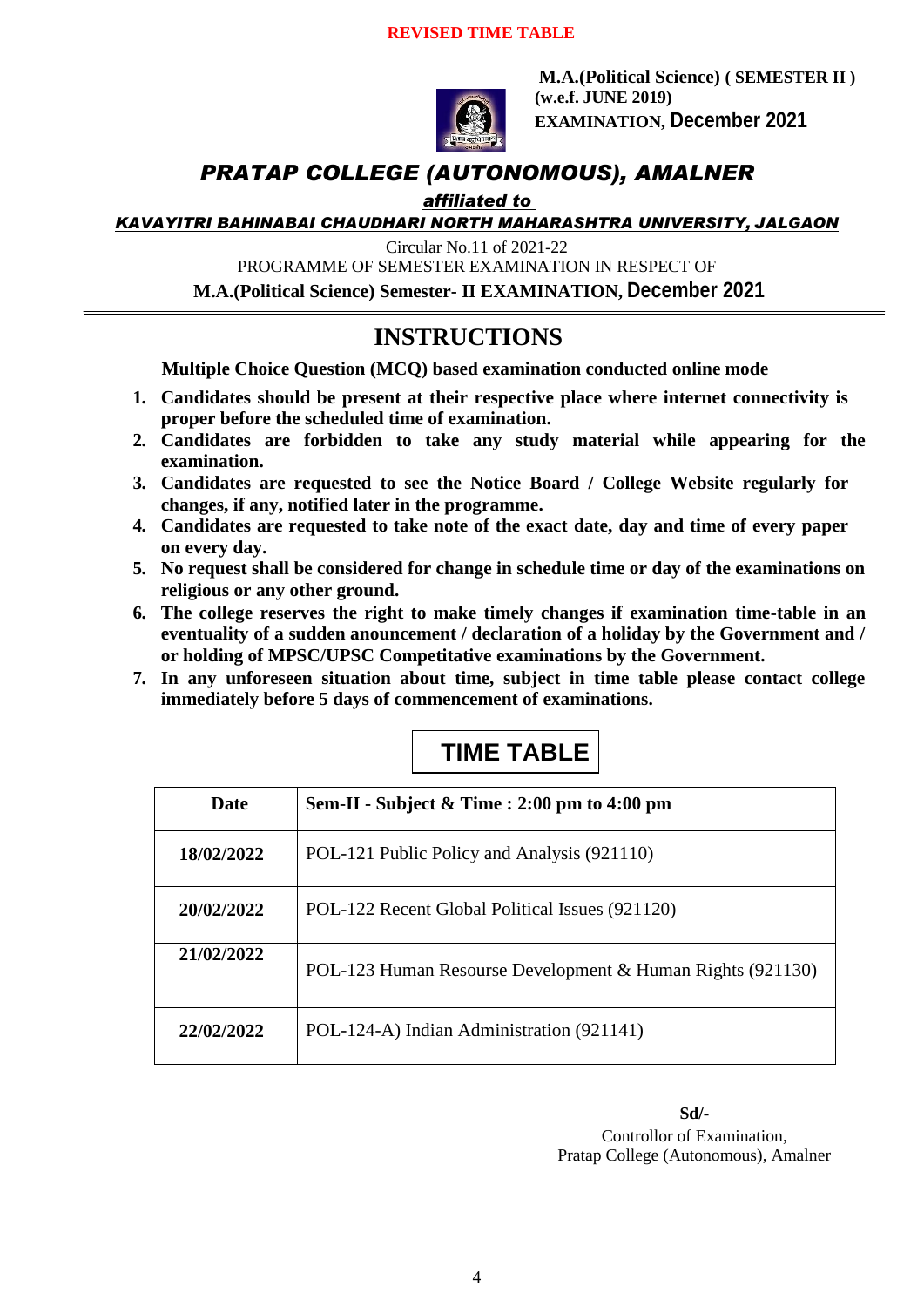**REVISED TIME TABLE**

**M.A.(Political Science) ( SEMESTER II )**
**(w.e.f. JUNE 2019)**
**EXAMINATION, December 2021**

# *PRATAP COLLEGE (AUTONOMOUS), AMALNER*

***affiliated to***

***KAVAYITRI BAHINABAI CHAUDHARI NORTH MAHARASHTRA UNIVERSITY, JALGAON***

Circular No.11 of 2021-22
PROGRAMME OF SEMESTER EXAMINATION IN RESPECT OF
**M.A.(Political Science) Semester- II EXAMINATION, December 2021**

## INSTRUCTIONS

**Multiple Choice Question (MCQ) based examination conducted online mode**

1. **Candidates should be present at their respective place where internet connectivity is proper before the scheduled time of examination.**
2. **Candidates are forbidden to take any study material while appearing for the examination.**
3. **Candidates are requested to see the Notice Board / College Website regularly for changes, if any, notified later in the programme.**
4. **Candidates are requested to take note of the exact date, day and time of every paper on every day.**
5. **No request shall be considered for change in schedule time or day of the examinations on religious or any other ground.**
6. **The college reserves the right to make timely changes if examination time-table in an eventuality of a sudden anouncement / declaration of a holiday by the Government and / or holding of MPSC/UPSC Competitative examinations by the Government.**
7. **In any unforeseen situation about time, subject in time table please contact college immediately before 5 days of commencement of examinations.**

## TIME TABLE

| Date | Sem-II - Subject & Time : 2:00 pm to 4:00 pm |
|---|---|
| **18/02/2022** | POL-121 Public Policy and Analysis (921110) |
| **20/02/2022** | POL-122 Recent Global Political Issues (921120) |
| **21/02/2022** | POL-123 Human Resourse Development & Human Rights (921130) |
| **22/02/2022** | POL-124-A) Indian Administration (921141) |

**Sd/-**
Controllor of Examination,
Pratap College (Autonomous), Amalner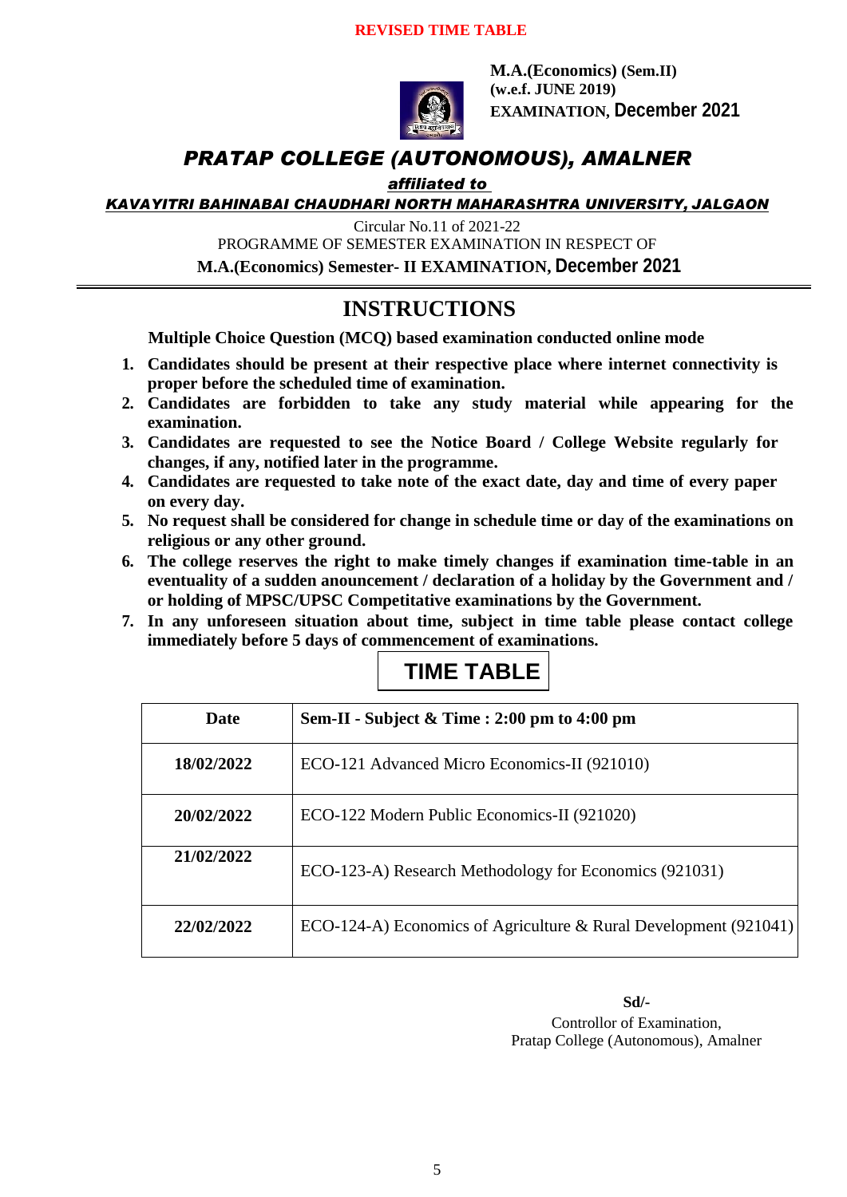**REVISED TIME TABLE**

**M.A.(Economics) (Sem.II)**
**(w.e.f. JUNE 2019)**
**EXAMINATION, December 2021**

# *PRATAP COLLEGE (AUTONOMOUS), AMALNER*

***affiliated to***

***KAVAYITRI BAHINABAI CHAUDHARI NORTH MAHARASHTRA UNIVERSITY, JALGAON***

Circular No.11 of 2021-22
PROGRAMME OF SEMESTER EXAMINATION IN RESPECT OF
**M.A.(Economics) Semester- II EXAMINATION, December 2021**

## INSTRUCTIONS

**Multiple Choice Question (MCQ) based examination conducted online mode**

1. **Candidates should be present at their respective place where internet connectivity is proper before the scheduled time of examination.**
2. **Candidates are forbidden to take any study material while appearing for the examination.**
3. **Candidates are requested to see the Notice Board / College Website regularly for changes, if any, notified later in the programme.**
4. **Candidates are requested to take note of the exact date, day and time of every paper on every day.**
5. **No request shall be considered for change in schedule time or day of the examinations on religious or any other ground.**
6. **The college reserves the right to make timely changes if examination time-table in an eventuality of a sudden anouncement / declaration of a holiday by the Government and / or holding of MPSC/UPSC Competitative examinations by the Government.**
7. **In any unforeseen situation about time, subject in time table please contact college immediately before 5 days of commencement of examinations.**

## TIME TABLE

| Date | Sem-II - Subject & Time : 2:00 pm to 4:00 pm |
|---|---|
| **18/02/2022** | ECO-121 Advanced Micro Economics-II (921010) |
| **20/02/2022** | ECO-122 Modern Public Economics-II (921020) |
| **21/02/2022** | ECO-123-A) Research Methodology for Economics (921031) |
| **22/02/2022** | ECO-124-A) Economics of Agriculture & Rural Development (921041) |

**Sd/-**
Controllor of Examination,
Pratap College (Autonomous), Amalner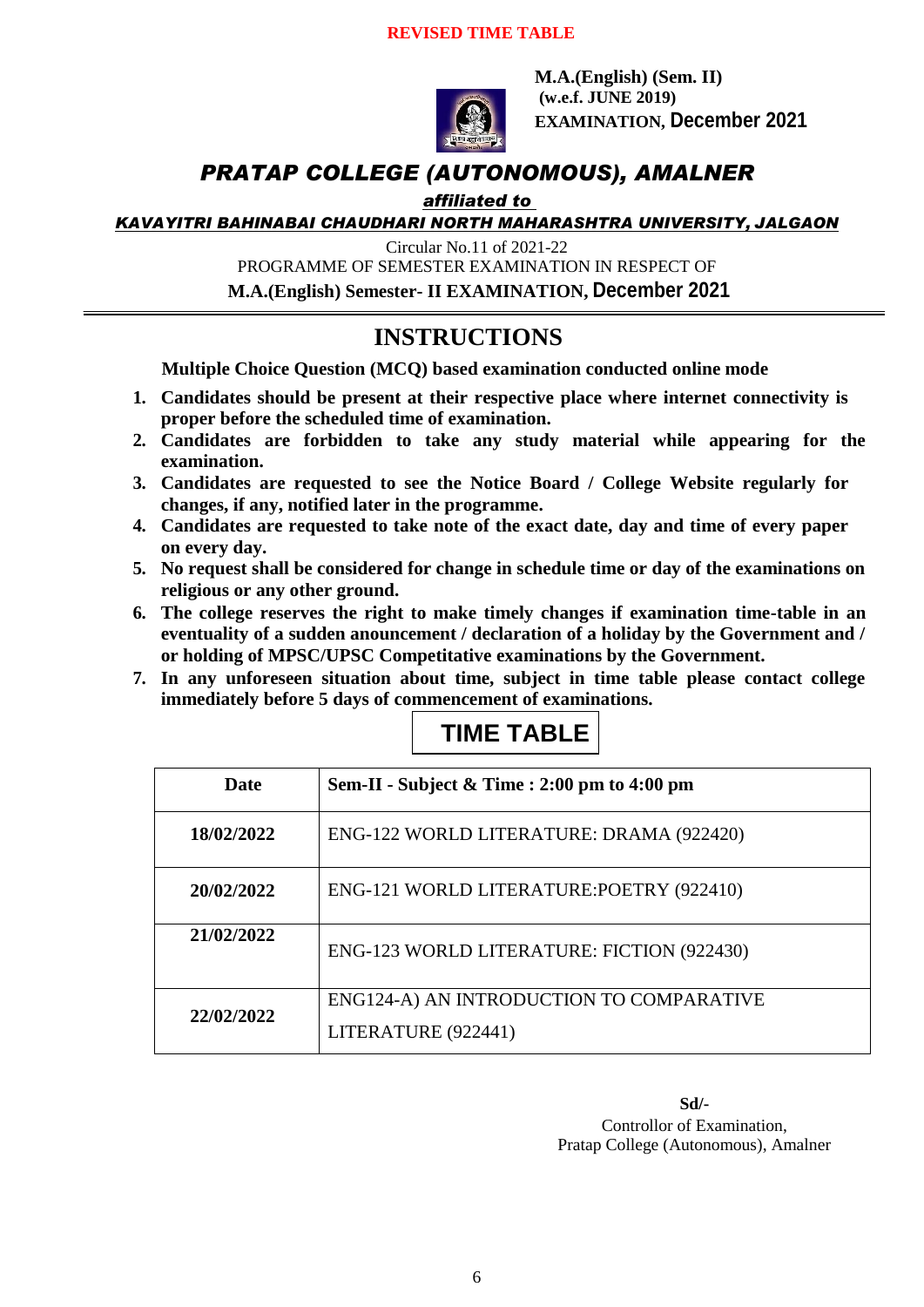**REVISED TIME TABLE**

**M.A.(English) (Sem. II)**
**(w.e.f. JUNE 2019)**
**EXAMINATION, December 2021**

# *PRATAP COLLEGE (AUTONOMOUS), AMALNER*

***affiliated to***

***KAVAYITRI BAHINABAI CHAUDHARI NORTH MAHARASHTRA UNIVERSITY, JALGAON***

Circular No.11 of 2021-22
PROGRAMME OF SEMESTER EXAMINATION IN RESPECT OF
**M.A.(English) Semester- II EXAMINATION, December 2021**

## INSTRUCTIONS

**Multiple Choice Question (MCQ) based examination conducted online mode**

1. **Candidates should be present at their respective place where internet connectivity is proper before the scheduled time of examination.**
2. **Candidates are forbidden to take any study material while appearing for the examination.**
3. **Candidates are requested to see the Notice Board / College Website regularly for changes, if any, notified later in the programme.**
4. **Candidates are requested to take note of the exact date, day and time of every paper on every day.**
5. **No request shall be considered for change in schedule time or day of the examinations on religious or any other ground.**
6. **The college reserves the right to make timely changes if examination time-table in an eventuality of a sudden anouncement / declaration of a holiday by the Government and / or holding of MPSC/UPSC Competitative examinations by the Government.**
7. **In any unforeseen situation about time, subject in time table please contact college immediately before 5 days of commencement of examinations.**

## TIME TABLE

| Date | Sem-II - Subject & Time : 2:00 pm to 4:00 pm |
|---|---|
| 18/02/2022 | ENG-122 WORLD LITERATURE: DRAMA (922420) |
| 20/02/2022 | ENG-121 WORLD LITERATURE:POETRY (922410) |
| 21/02/2022 | ENG-123 WORLD LITERATURE: FICTION (922430) |
| 22/02/2022 | ENG124-A) AN INTRODUCTION TO COMPARATIVE LITERATURE (922441) |

**Sd/-**
Controllor of Examination,
Pratap College (Autonomous), Amalner